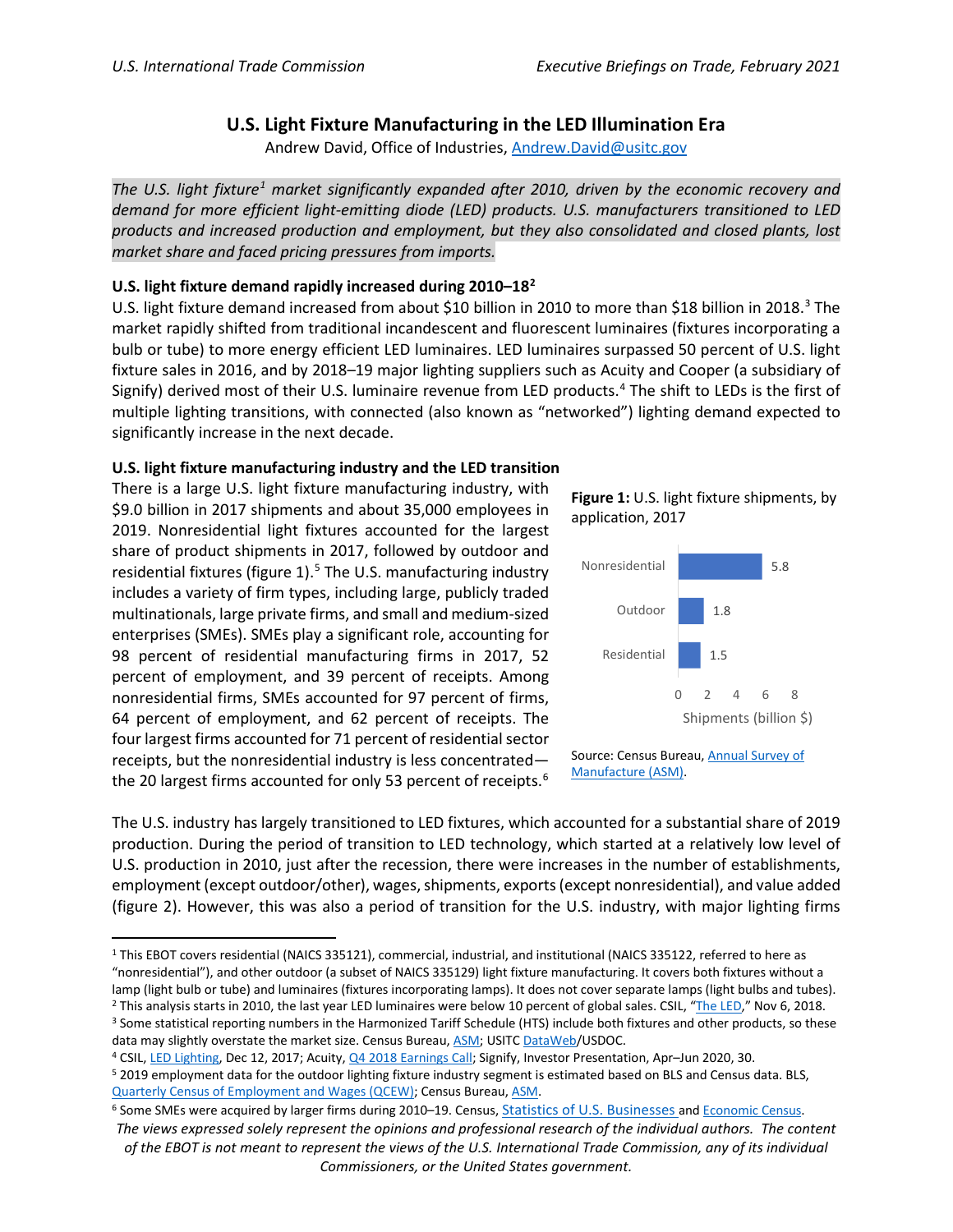# U.S. Light Fixture Manufacturing in the LED Illumination Era

Andrew David, Office of Industries, Andrew.David@usitc.gov

*The U.S. light fixture[1] market significantly expanded after 2010, driven by the economic recovery and demand for more efficient light-emitting diode (LED) products. U.S. manufacturers transitioned to LED products and increased production and employment, but they also consolidated and closed plants, lost market share and faced pricing pressures from imports.*

### U.S. light fixture demand rapidly increased during 2010–18[2]

U.S. light fixture demand increased from about $10 billion in 2010 to more than $18 billion in 2018.[3] The market rapidly shifted from traditional incandescent and fluorescent luminaires (fixtures incorporating a bulb or tube) to more energy efficient LED luminaires. LED luminaires surpassed 50 percent of U.S. light fixture sales in 2016, and by 2018–19 major lighting suppliers such as Acuity and Cooper (a subsidiary of Signify) derived most of their U.S. luminaire revenue from LED products.[4] The shift to LEDs is the first of multiple lighting transitions, with connected (also known as "networked") lighting demand expected to significantly increase in the next decade.

### U.S. light fixture manufacturing industry and the LED transition

There is a large U.S. light fixture manufacturing industry, with $9.0 billion in 2017 shipments and about 35,000 employees in 2019. Nonresidential light fixtures accounted for the largest share of product shipments in 2017, followed by outdoor and residential fixtures (figure 1).[5] The U.S. manufacturing industry includes a variety of firm types, including large, publicly traded multinationals, large private firms, and small and medium-sized enterprises (SMEs). SMEs play a significant role, accounting for 98 percent of residential manufacturing firms in 2017, 52 percent of employment, and 39 percent of receipts. Among nonresidential firms, SMEs accounted for 97 percent of firms, 64 percent of employment, and 62 percent of receipts. The four largest firms accounted for 71 percent of residential sector receipts, but the nonresidential industry is less concentrated—the 20 largest firms accounted for only 53 percent of receipts.[6]

**Figure 1:** U.S. light fixture shipments, by application, 2017

| Application | Shipments (billion $) |
|---|---|
| Nonresidential | 5.8 |
| Outdoor | 1.8 |
| Residential | 1.5 |

Source: Census Bureau, Annual Survey of Manufacture (ASM).

The U.S. industry has largely transitioned to LED fixtures, which accounted for a substantial share of 2019 production. During the period of transition to LED technology, which started at a relatively low level of U.S. production in 2010, just after the recession, there were increases in the number of establishments, employment (except outdoor/other), wages, shipments, exports (except nonresidential), and value added (figure 2). However, this was also a period of transition for the U.S. industry, with major lighting firms

---

[1] This EBOT covers residential (NAICS 335121), commercial, industrial, and institutional (NAICS 335122, referred to here as "nonresidential"), and other outdoor (a subset of NAICS 335129) light fixture manufacturing. It covers both fixtures without a lamp (light bulb or tube) and luminaires (fixtures incorporating lamps). It does not cover separate lamps (light bulbs and tubes).

[2] This analysis starts in 2010, the last year LED luminaires were below 10 percent of global sales. CSIL, "The LED," Nov 6, 2018.

[3] Some statistical reporting numbers in the Harmonized Tariff Schedule (HTS) include both fixtures and other products, so these data may slightly overstate the market size. Census Bureau, ASM; USITC DataWeb/USDOC.

[4] CSIL, LED Lighting, Dec 12, 2017; Acuity, Q4 2018 Earnings Call; Signify, Investor Presentation, Apr–Jun 2020, 30.

[5] 2019 employment data for the outdoor lighting fixture industry segment is estimated based on BLS and Census data. BLS, Quarterly Census of Employment and Wages (QCEW); Census Bureau, ASM.

[6] Some SMEs were acquired by larger firms during 2010–19. Census, Statistics of U.S. Businesses and Economic Census.

*The views expressed solely represent the opinions and professional research of the individual authors. The content of the EBOT is not meant to represent the views of the U.S. International Trade Commission, any of its individual Commissioners, or the United States government.*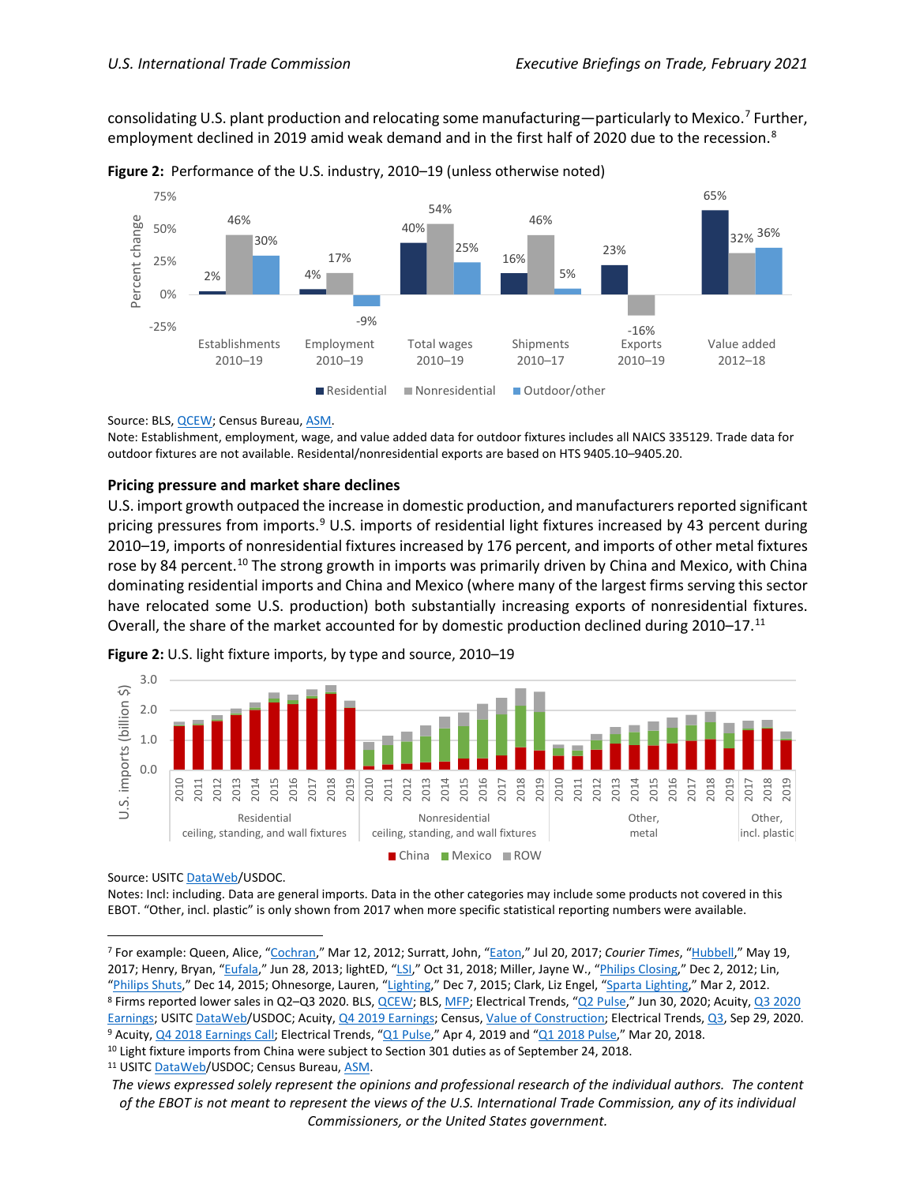consolidating U.S. plant production and relocating some manufacturing—particularly to Mexico.[7] Further, employment declined in 2019 amid weak demand and in the first half of 2020 due to the recession.[8]

**Figure 2:** Performance of the U.S. industry, 2010–19 (unless otherwise noted)

Percent change
75%
50%
25%
0%
-25%

2% 46% 30%
Establishments 2010–19

4% 17% -9%
Employment 2010–19

40% 54% 25%
Total wages 2010–19

16% 46% 5%
Shipments 2010–17

23% -16%
Exports 2010–19

65% 32% 36%
Value added 2012–18

Residential | Nonresidential | Outdoor/other

Source: BLS, QCEW; Census Bureau, ASM.
Note: Establishment, employment, wage, and value added data for outdoor fixtures includes all NAICS 335129. Trade data for outdoor fixtures are not available. Residental/nonresidential exports are based on HTS 9405.10–9405.20.

**Pricing pressure and market share declines**

U.S. import growth outpaced the increase in domestic production, and manufacturers reported significant pricing pressures from imports.[9] U.S. imports of residential light fixtures increased by 43 percent during 2010–19, imports of nonresidential fixtures increased by 176 percent, and imports of other metal fixtures rose by 84 percent.[10] The strong growth in imports was primarily driven by China and Mexico, with China dominating residential imports and China and Mexico (where many of the largest firms serving this sector have relocated some U.S. production) both substantially increasing exports of nonresidential fixtures. Overall, the share of the market accounted for by domestic production declined during 2010–17.[11]

**Figure 2:** U.S. light fixture imports, by type and source, 2010–19

U.S. imports (billion $)
3.0
2.0
1.0
0.0

Residential ceiling, standing, and wall fixtures: 2010 2011 2012 2013 2014 2015 2016 2017 2018 2019
Nonresidential ceiling, standing, and wall fixtures: 2010 2011 2012 2013 2014 2015 2016 2017 2018 2019
Other, metal: 2010 2011 2012 2013 2014 2015 2016 2017 2018 2019
Other, incl. plastic: 2017 2018 2019

China | Mexico | ROW

Source: USITC DataWeb/USDOC.
Notes: Incl: including. Data are general imports. Data in the other categories may include some products not covered in this EBOT. "Other, incl. plastic" is only shown from 2017 when more specific statistical reporting numbers were available.

---

[7] For example: Queen, Alice, "Cochran," Mar 12, 2012; Surratt, John, "Eaton," Jul 20, 2017; *Courier Times*, "Hubbell," May 19, 2017; Henry, Bryan, "Eufala," Jun 28, 2013; lightED, "LSI," Oct 31, 2018; Miller, Jayne W., "Philips Closing," Dec 2, 2012; Lin, "Philips Shuts," Dec 14, 2015; Ohnesorge, Lauren, "Lighting," Dec 7, 2015; Clark, Liz Engel, "Sparta Lighting," Mar 2, 2012.

[8] Firms reported lower sales in Q2–Q3 2020. BLS, QCEW; BLS, MFP; Electrical Trends, "Q2 Pulse," Jun 30, 2020; Acuity, Q3 2020 Earnings; USITC DataWeb/USDOC; Acuity, Q4 2019 Earnings; Census, Value of Construction; Electrical Trends, Q3, Sep 29, 2020.

[9] Acuity, Q4 2018 Earnings Call; Electrical Trends, "Q1 Pulse," Apr 4, 2019 and "Q1 2018 Pulse," Mar 20, 2018.

[10] Light fixture imports from China were subject to Section 301 duties as of September 24, 2018.

[11] USITC DataWeb/USDOC; Census Bureau, ASM.

*The views expressed solely represent the opinions and professional research of the individual authors. The content of the EBOT is not meant to represent the views of the U.S. International Trade Commission, any of its individual Commissioners, or the United States government.*